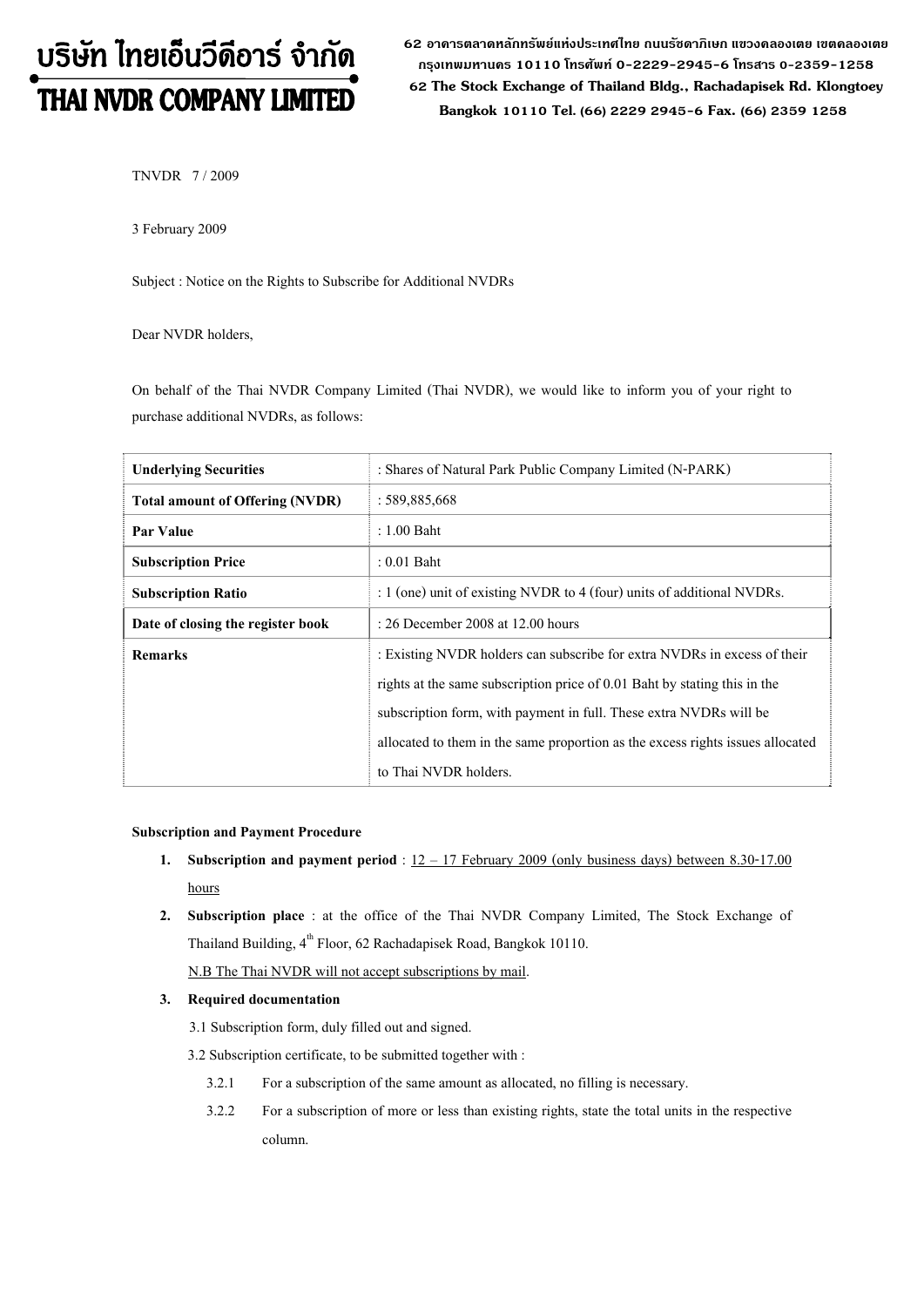# บริษัท ไทยเอ็นวีดีอาร์ จำกัด
# THAI NVDR COMPANY LIMITED

62 อาคารตลาดหลักทรัพย์แห่งประเทศไทย ถนนรัชดาภิเษก แขวงคลองเตย เขตคลองเตย กรุงเทพมหานคร 10110 โทรศัพท์ 0-2229-2945-6 โทรสาร 0-2359-1258
62 The Stock Exchange of Thailand Bldg., Rachadapisek Rd. Klongtoey Bangkok 10110 Tel. (66) 2229 2945-6 Fax. (66) 2359 1258

TNVDR 7 / 2009

3 February 2009

Subject : Notice on the Rights to Subscribe for Additional NVDRs

Dear NVDR holders,

On behalf of the Thai NVDR Company Limited (Thai NVDR), we would like to inform you of your right to purchase additional NVDRs, as follows:

| **Underlying Securities** | : Shares of Natural Park Public Company Limited (N-PARK) |
|---|---|
| **Total amount of Offering (NVDR)** | : 589,885,668 |
| **Par Value** | : 1.00 Baht |
| **Subscription Price** | : 0.01 Baht |
| **Subscription Ratio** | : 1 (one) unit of existing NVDR to 4 (four) units of additional NVDRs. |
| **Date of closing the register book** | : 26 December 2008 at 12.00 hours |
| **Remarks** | : Existing NVDR holders can subscribe for extra NVDRs in excess of their rights at the same subscription price of 0.01 Baht by stating this in the subscription form, with payment in full. These extra NVDRs will be allocated to them in the same proportion as the excess rights issues allocated to Thai NVDR holders. |

**Subscription and Payment Procedure**

1. **Subscription and payment period** : 12 – 17 February 2009 (only business days) between 8.30-17.00 hours
2. **Subscription place** : at the office of the Thai NVDR Company Limited, The Stock Exchange of Thailand Building, 4th Floor, 62 Rachadapisek Road, Bangkok 10110.
   N.B The Thai NVDR will not accept subscriptions by mail.
3. **Required documentation**
   3.1 Subscription form, duly filled out and signed.
   3.2 Subscription certificate, to be submitted together with :
      3.2.1 For a subscription of the same amount as allocated, no filling is necessary.
      3.2.2 For a subscription of more or less than existing rights, state the total units in the respective column.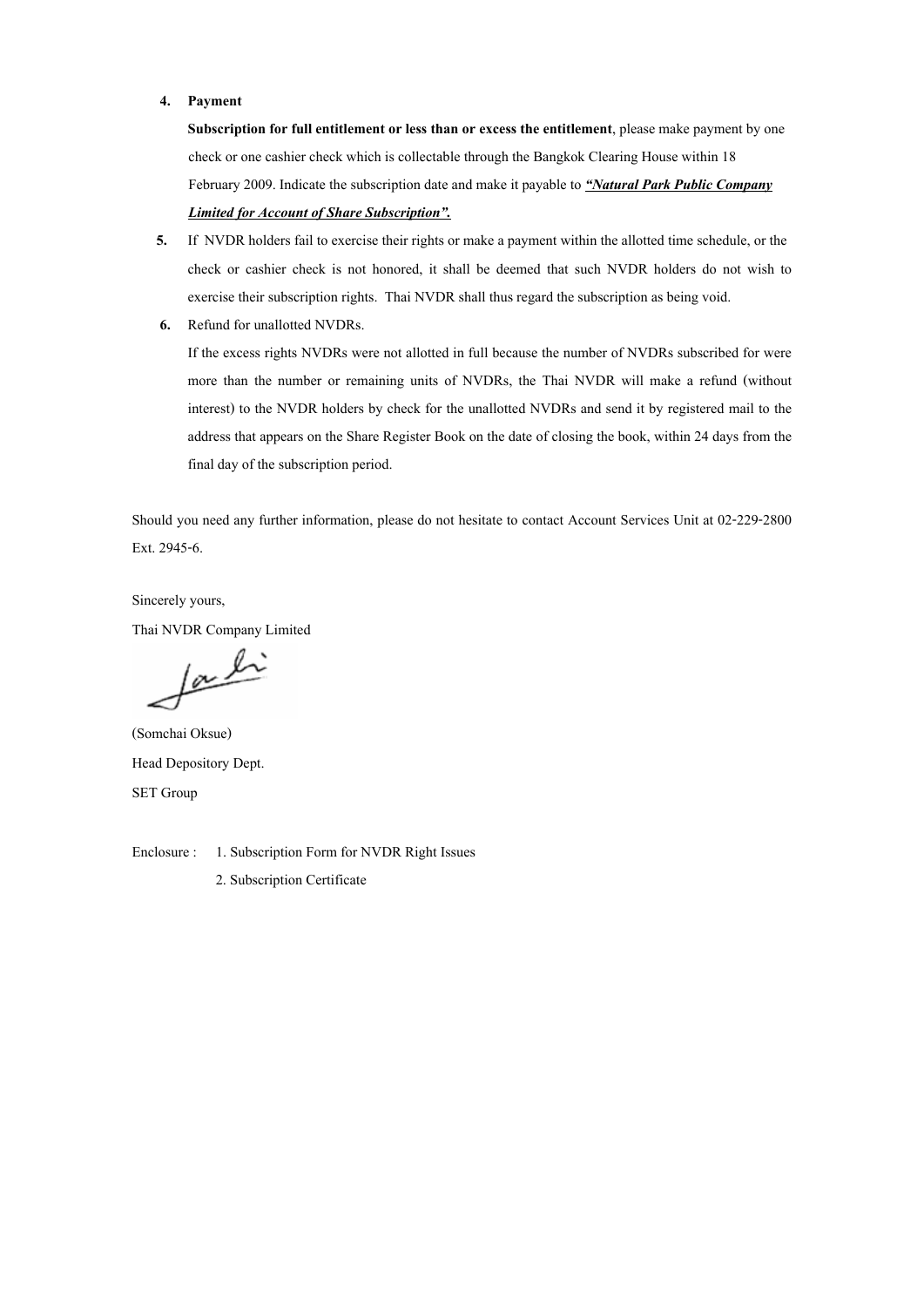4. **Payment**

   **Subscription for full entitlement or less than or excess the entitlement**, please make payment by one check or one cashier check which is collectable through the Bangkok Clearing House within 18 February 2009. Indicate the subscription date and make it payable to ***"Natural Park Public Company Limited for Account of Share Subscription".***

5. If NVDR holders fail to exercise their rights or make a payment within the allotted time schedule, or the check or cashier check is not honored, it shall be deemed that such NVDR holders do not wish to exercise their subscription rights. Thai NVDR shall thus regard the subscription as being void.

6. Refund for unallotted NVDRs.

   If the excess rights NVDRs were not allotted in full because the number of NVDRs subscribed for were more than the number or remaining units of NVDRs, the Thai NVDR will make a refund (without interest) to the NVDR holders by check for the unallotted NVDRs and send it by registered mail to the address that appears on the Share Register Book on the date of closing the book, within 24 days from the final day of the subscription period.

Should you need any further information, please do not hesitate to contact Account Services Unit at 02-229-2800 Ext. 2945-6.

Sincerely yours,

Thai NVDR Company Limited

(Somchai Oksue)

Head Depository Dept.

SET Group

Enclosure : 1. Subscription Form for NVDR Right Issues

2. Subscription Certificate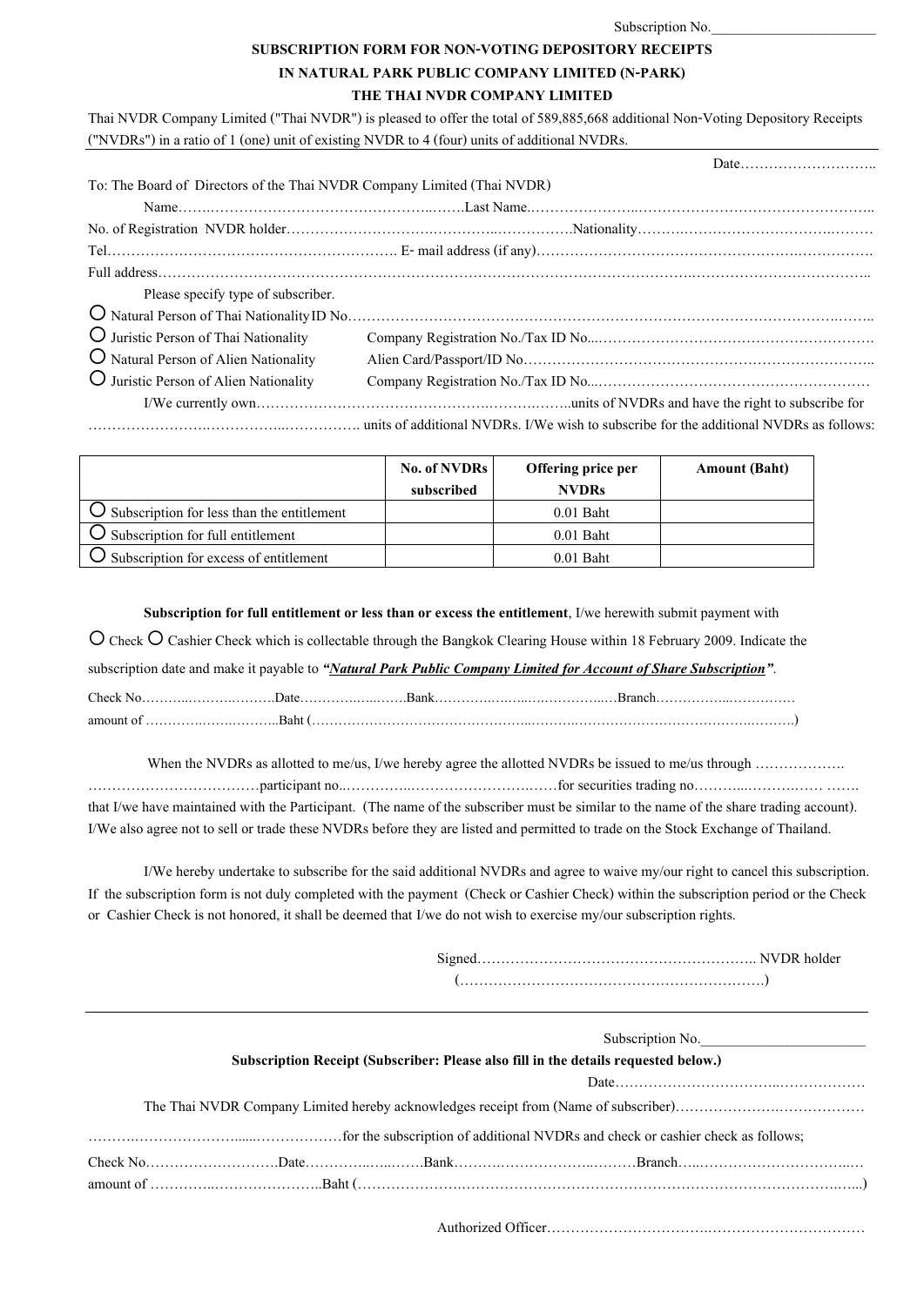Subscription No.______________________

**SUBSCRIPTION FORM FOR NON-VOTING DEPOSITORY RECEIPTS**

**IN NATURAL PARK PUBLIC COMPANY LIMITED (N-PARK)**

**THE THAI NVDR COMPANY LIMITED**

Thai NVDR Company Limited ("Thai NVDR") is pleased to offer the total of 589,885,668 additional Non-Voting Depository Receipts ("NVDRs") in a ratio of 1 (one) unit of existing NVDR to 4 (four) units of additional NVDRs.

Date………………………..

To: The Board of Directors of the Thai NVDR Company Limited (Thai NVDR)

Name……..……………………………………..…….Last Name.…………………..…………………………………………..

No. of Registration NVDR holder……………………….………..…………….Nationality……….…………………………….………

Tel……………………………………………………. E- mail address (if any)……………………………………………….……………

Full address…………………………………………………………………………………….……………………………..

Please specify type of subscriber.

○ Natural Person of Thai Nationality ID No……………………………………………………………………………………….……..

○ Juristic Person of Thai Nationality Company Registration No./Tax ID No...…………………………………………………….

○ Natural Person of Alien Nationality Alien Card/Passport/ID No……………………………………………………………..

○ Juristic Person of Alien Nationality Company Registration No./Tax ID No...…………………………………………………

I/We currently own……………………………………….……..……..units of NVDRs and have the right to subscribe for ……………………..……………..……………. units of additional NVDRs. I/We wish to subscribe for the additional NVDRs as follows:

| | No. of NVDRs subscribed | Offering price per NVDRs | Amount (Baht) |
|---|---|---|---|
| ○ Subscription for less than the entitlement | | 0.01 Baht | |
| ○ Subscription for full entitlement | | 0.01 Baht | |
| ○ Subscription for excess of entitlement | | 0.01 Baht | |

**Subscription for full entitlement or less than or excess the entitlement**, I/we herewith submit payment with ○ Check ○ Cashier Check which is collectable through the Bangkok Clearing House within 18 February 2009. Indicate the subscription date and make it payable to ***"Natural Park Public Company Limited for Account of Share Subscription"***.

Check No………..……….……….Date………….…...…….Bank……….….….…..…………..…Branch……………..……………

amount of ………….……….………..Baht (…………………………………………..……….……………………………….……….)

When the NVDRs as allotted to me/us, I/we hereby agree the allotted NVDRs be issued to me/us through ………………. ………………………………participant no..…………..………………….……for securities trading no………..……….…… ……. that I/we have maintained with the Participant. (The name of the subscriber must be similar to the name of the share trading account). I/We also agree not to sell or trade these NVDRs before they are listed and permitted to trade on the Stock Exchange of Thailand.

I/We hereby undertake to subscribe for the said additional NVDRs and agree to waive my/our right to cancel this subscription. If the subscription form is not duly completed with the payment (Check or Cashier Check) within the subscription period or the Check or Cashier Check is not honored, it shall be deemed that I/we do not wish to exercise my/our subscription rights.

Signed………………………………………………….. NVDR holder

(……………………………………………………….)

---

Subscription No.______________________

**Subscription Receipt (Subscriber: Please also fill in the details requested below.)**

Date……………………………..………………

The Thai NVDR Company Limited hereby acknowledges receipt from (Name of subscriber)…………………..………………

……….…………………......………………for the subscription of additional NVDRs and check or cashier check as follows;

Check No……………………….Date………….…..…….Bank……….……………..………Branch…..………………………..…

amount of …………..…………………..Baht (…………………..……………………………………………………………..…...)

Authorized Officer…………………………….……………………………